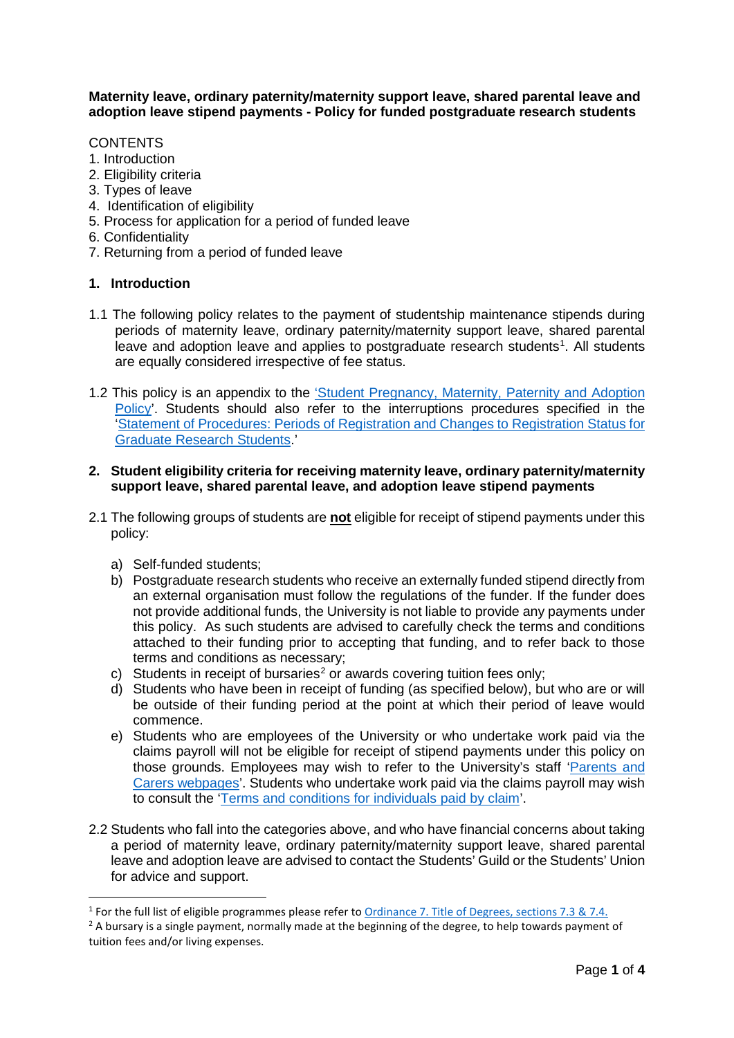**Maternity leave, ordinary paternity/maternity support leave, shared parental leave and adoption leave stipend payments - Policy for funded postgraduate research students**

CONTENTS

1. Introduction
2. Eligibility criteria
3. Types of leave
4. Identification of eligibility
5. Process for application for a period of funded leave
6. Confidentiality
7. Returning from a period of funded leave

## 1. Introduction

1.1 The following policy relates to the payment of studentship maintenance stipends during periods of maternity leave, ordinary paternity/maternity support leave, shared parental leave and adoption leave and applies to postgraduate research students[1]. All students are equally considered irrespective of fee status.

1.2 This policy is an appendix to the 'Student Pregnancy, Maternity, Paternity and Adoption Policy'. Students should also refer to the interruptions procedures specified in the 'Statement of Procedures: Periods of Registration and Changes to Registration Status for Graduate Research Students.'

## 2. Student eligibility criteria for receiving maternity leave, ordinary paternity/maternity support leave, shared parental leave, and adoption leave stipend payments

2.1 The following groups of students are **not** eligible for receipt of stipend payments under this policy:

a) Self-funded students;

b) Postgraduate research students who receive an externally funded stipend directly from an external organisation must follow the regulations of the funder. If the funder does not provide additional funds, the University is not liable to provide any payments under this policy. As such students are advised to carefully check the terms and conditions attached to their funding prior to accepting that funding, and to refer back to those terms and conditions as necessary;

c) Students in receipt of bursaries[2] or awards covering tuition fees only;

d) Students who have been in receipt of funding (as specified below), but who are or will be outside of their funding period at the point at which their period of leave would commence.

e) Students who are employees of the University or who undertake work paid via the claims payroll will not be eligible for receipt of stipend payments under this policy on those grounds. Employees may wish to refer to the University's staff 'Parents and Carers webpages'. Students who undertake work paid via the claims payroll may wish to consult the 'Terms and conditions for individuals paid by claim'.

2.2 Students who fall into the categories above, and who have financial concerns about taking a period of maternity leave, ordinary paternity/maternity support leave, shared parental leave and adoption leave are advised to contact the Students' Guild or the Students' Union for advice and support.

[1] For the full list of eligible programmes please refer to Ordinance 7. Title of Degrees, sections 7.3 & 7.4.

[2] A bursary is a single payment, normally made at the beginning of the degree, to help towards payment of tuition fees and/or living expenses.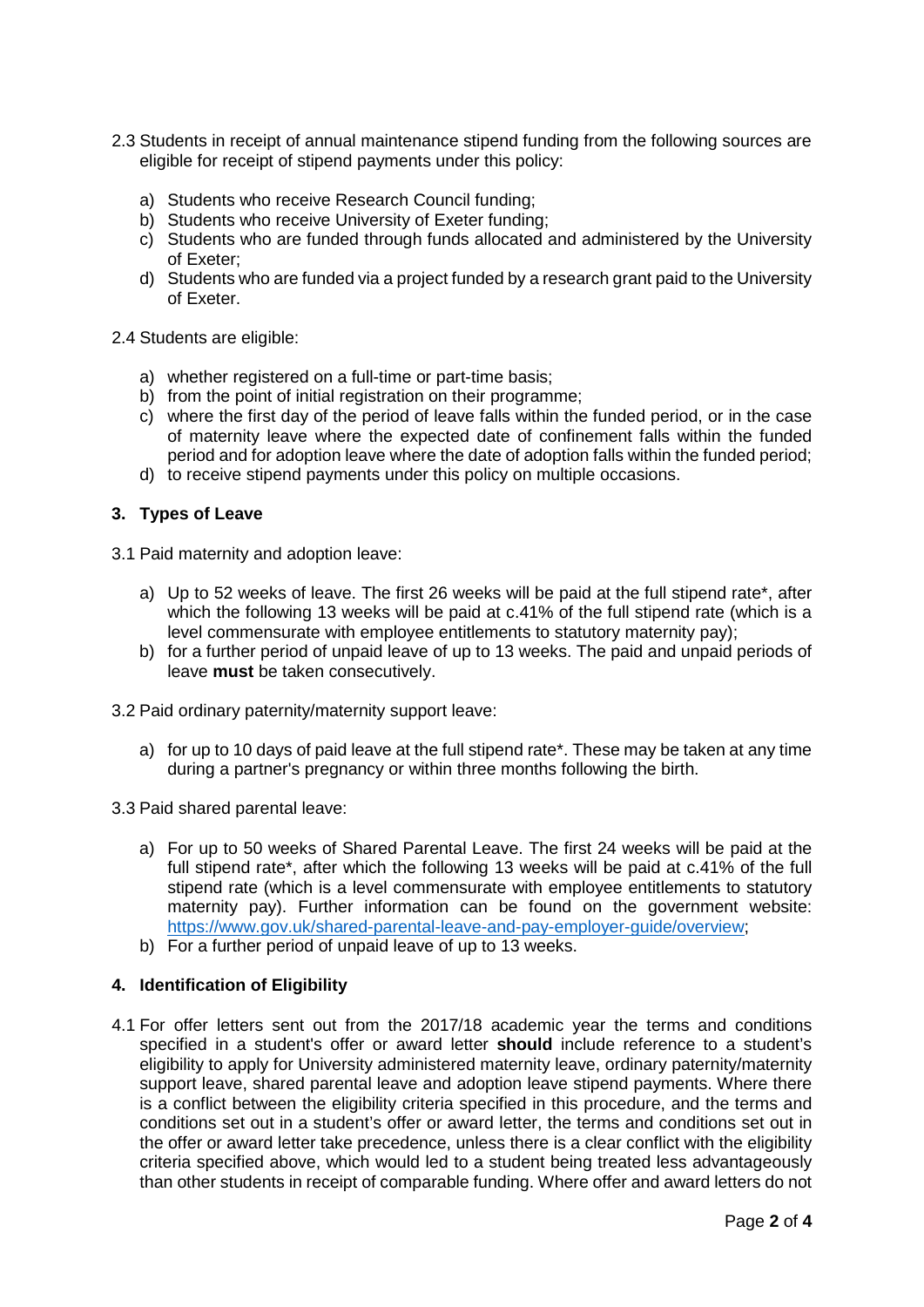2.3 Students in receipt of annual maintenance stipend funding from the following sources are eligible for receipt of stipend payments under this policy:

a) Students who receive Research Council funding;
b) Students who receive University of Exeter funding;
c) Students who are funded through funds allocated and administered by the University of Exeter;
d) Students who are funded via a project funded by a research grant paid to the University of Exeter.

2.4 Students are eligible:

a) whether registered on a full-time or part-time basis;
b) from the point of initial registration on their programme;
c) where the first day of the period of leave falls within the funded period, or in the case of maternity leave where the expected date of confinement falls within the funded period and for adoption leave where the date of adoption falls within the funded period;
d) to receive stipend payments under this policy on multiple occasions.

## 3. Types of Leave

3.1 Paid maternity and adoption leave:

a) Up to 52 weeks of leave. The first 26 weeks will be paid at the full stipend rate*, after which the following 13 weeks will be paid at c.41% of the full stipend rate (which is a level commensurate with employee entitlements to statutory maternity pay);
b) for a further period of unpaid leave of up to 13 weeks. The paid and unpaid periods of leave **must** be taken consecutively.

3.2 Paid ordinary paternity/maternity support leave:

a) for up to 10 days of paid leave at the full stipend rate*. These may be taken at any time during a partner's pregnancy or within three months following the birth.

3.3 Paid shared parental leave:

a) For up to 50 weeks of Shared Parental Leave. The first 24 weeks will be paid at the full stipend rate*, after which the following 13 weeks will be paid at c.41% of the full stipend rate (which is a level commensurate with employee entitlements to statutory maternity pay). Further information can be found on the government website: https://www.gov.uk/shared-parental-leave-and-pay-employer-guide/overview;
b) For a further period of unpaid leave of up to 13 weeks.

## 4. Identification of Eligibility

4.1 For offer letters sent out from the 2017/18 academic year the terms and conditions specified in a student's offer or award letter **should** include reference to a student's eligibility to apply for University administered maternity leave, ordinary paternity/maternity support leave, shared parental leave and adoption leave stipend payments. Where there is a conflict between the eligibility criteria specified in this procedure, and the terms and conditions set out in a student's offer or award letter, the terms and conditions set out in the offer or award letter take precedence, unless there is a clear conflict with the eligibility criteria specified above, which would led to a student being treated less advantageously than other students in receipt of comparable funding. Where offer and award letters do not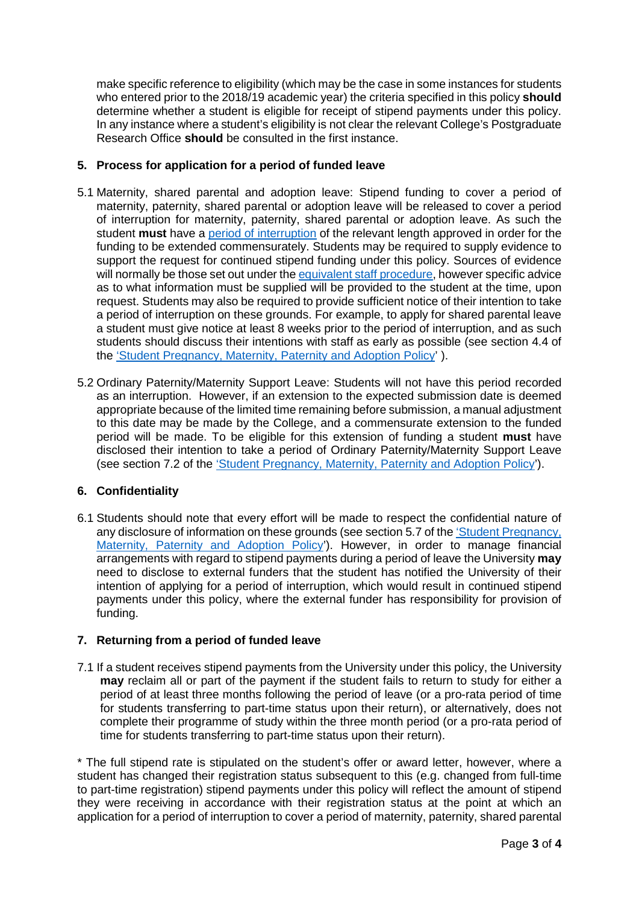make specific reference to eligibility (which may be the case in some instances for students who entered prior to the 2018/19 academic year) the criteria specified in this policy **should** determine whether a student is eligible for receipt of stipend payments under this policy. In any instance where a student's eligibility is not clear the relevant College's Postgraduate Research Office **should** be consulted in the first instance.

## 5. Process for application for a period of funded leave

5.1 Maternity, shared parental and adoption leave: Stipend funding to cover a period of maternity, paternity, shared parental or adoption leave will be released to cover a period of interruption for maternity, paternity, shared parental or adoption leave. As such the student **must** have a period of interruption of the relevant length approved in order for the funding to be extended commensurately. Students may be required to supply evidence to support the request for continued stipend funding under this policy. Sources of evidence will normally be those set out under the equivalent staff procedure, however specific advice as to what information must be supplied will be provided to the student at the time, upon request. Students may also be required to provide sufficient notice of their intention to take a period of interruption on these grounds. For example, to apply for shared parental leave a student must give notice at least 8 weeks prior to the period of interruption, and as such students should discuss their intentions with staff as early as possible (see section 4.4 of the 'Student Pregnancy, Maternity, Paternity and Adoption Policy' ).

5.2 Ordinary Paternity/Maternity Support Leave: Students will not have this period recorded as an interruption. However, if an extension to the expected submission date is deemed appropriate because of the limited time remaining before submission, a manual adjustment to this date may be made by the College, and a commensurate extension to the funded period will be made. To be eligible for this extension of funding a student **must** have disclosed their intention to take a period of Ordinary Paternity/Maternity Support Leave (see section 7.2 of the 'Student Pregnancy, Maternity, Paternity and Adoption Policy').

## 6. Confidentiality

6.1 Students should note that every effort will be made to respect the confidential nature of any disclosure of information on these grounds (see section 5.7 of the 'Student Pregnancy, Maternity, Paternity and Adoption Policy'). However, in order to manage financial arrangements with regard to stipend payments during a period of leave the University **may** need to disclose to external funders that the student has notified the University of their intention of applying for a period of interruption, which would result in continued stipend payments under this policy, where the external funder has responsibility for provision of funding.

## 7. Returning from a period of funded leave

7.1 If a student receives stipend payments from the University under this policy, the University **may** reclaim all or part of the payment if the student fails to return to study for either a period of at least three months following the period of leave (or a pro-rata period of time for students transferring to part-time status upon their return), or alternatively, does not complete their programme of study within the three month period (or a pro-rata period of time for students transferring to part-time status upon their return).

* The full stipend rate is stipulated on the student's offer or award letter, however, where a student has changed their registration status subsequent to this (e.g. changed from full-time to part-time registration) stipend payments under this policy will reflect the amount of stipend they were receiving in accordance with their registration status at the point at which an application for a period of interruption to cover a period of maternity, paternity, shared parental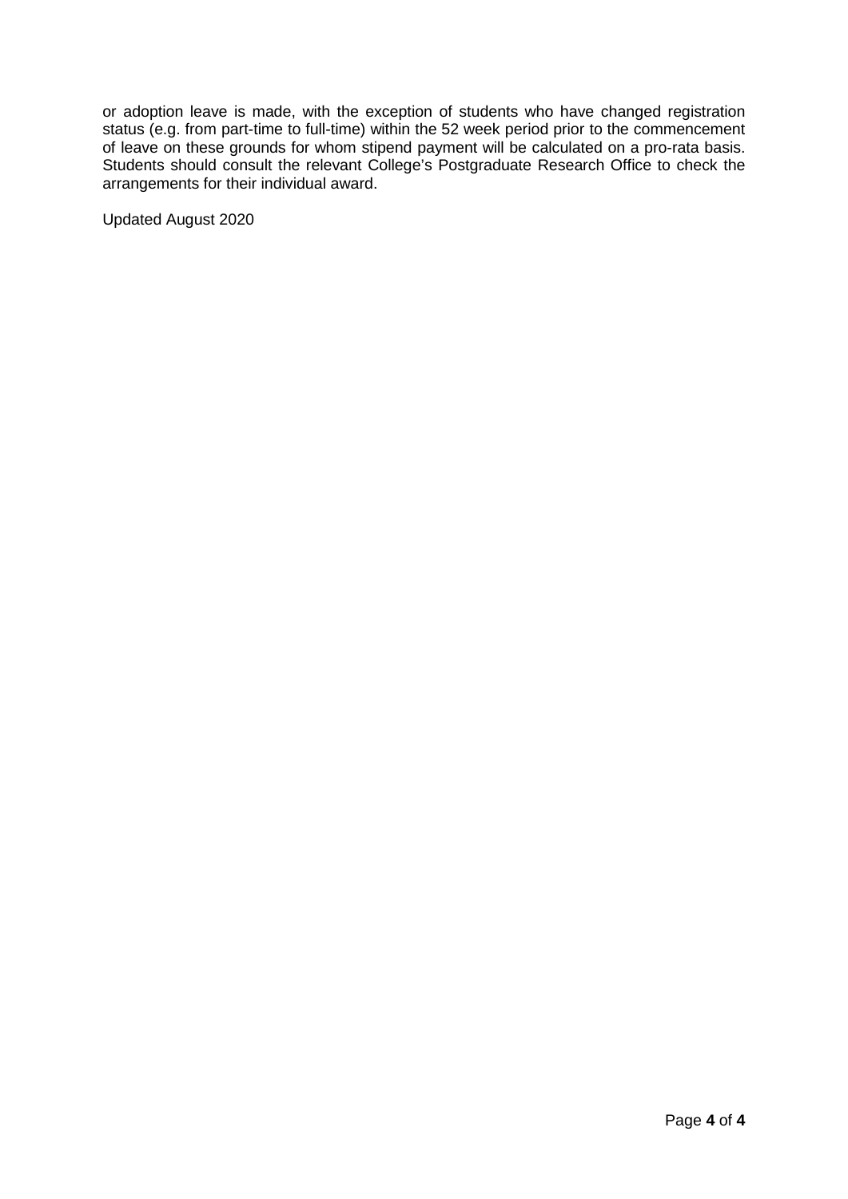or adoption leave is made, with the exception of students who have changed registration status (e.g. from part-time to full-time) within the 52 week period prior to the commencement of leave on these grounds for whom stipend payment will be calculated on a pro-rata basis. Students should consult the relevant College's Postgraduate Research Office to check the arrangements for their individual award.

Updated August 2020